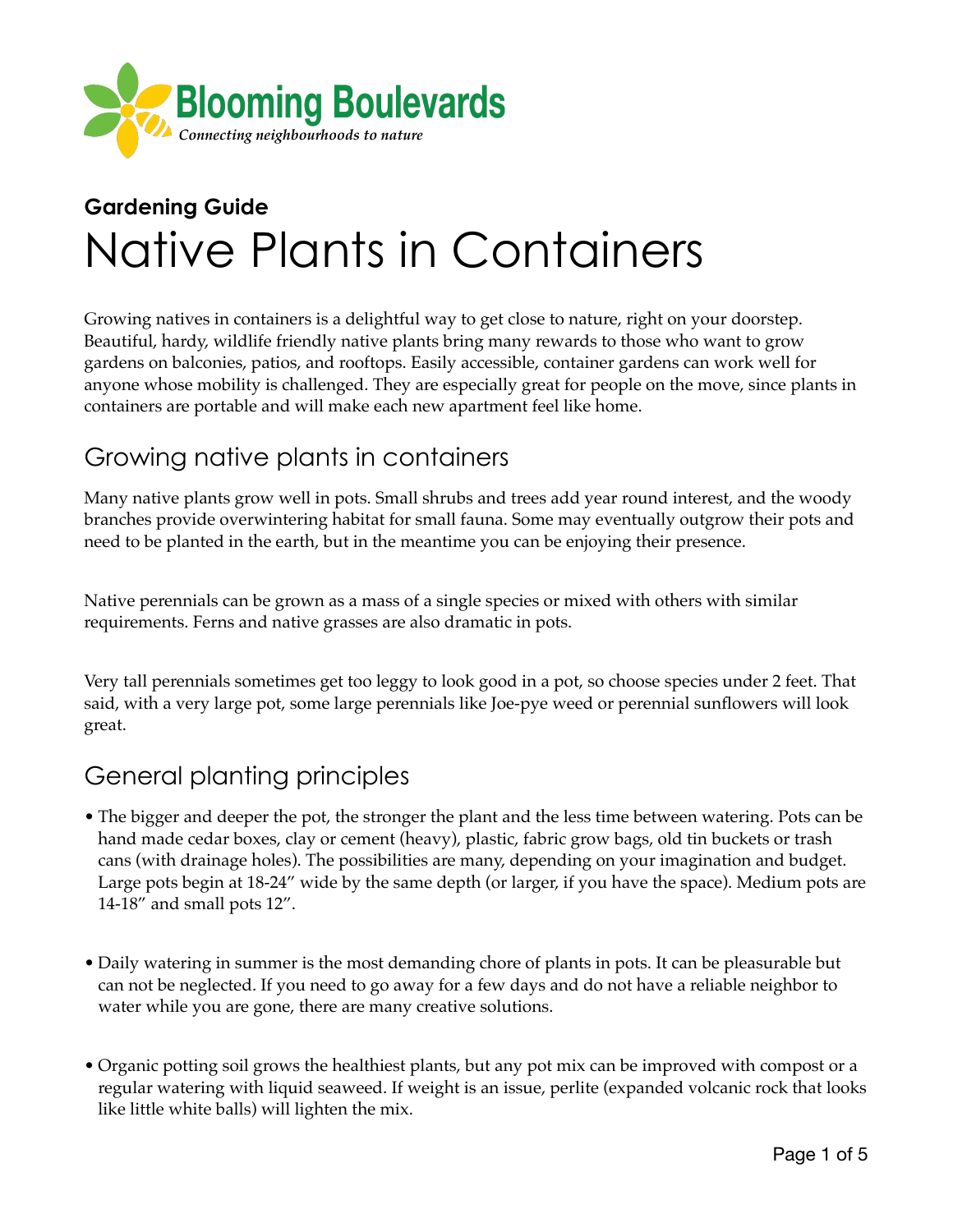**Blooming Boulevards**

*Connecting neighbourhoods to nature*

**Gardening Guide**

# Native Plants in Containers

Growing natives in containers is a delightful way to get close to nature, right on your doorstep. Beautiful, hardy, wildlife friendly native plants bring many rewards to those who want to grow gardens on balconies, patios, and rooftops. Easily accessible, container gardens can work well for anyone whose mobility is challenged. They are especially great for people on the move, since plants in containers are portable and will make each new apartment feel like home.

## Growing native plants in containers

Many native plants grow well in pots. Small shrubs and trees add year round interest, and the woody branches provide overwintering habitat for small fauna. Some may eventually outgrow their pots and need to be planted in the earth, but in the meantime you can be enjoying their presence.

Native perennials can be grown as a mass of a single species or mixed with others with similar requirements. Ferns and native grasses are also dramatic in pots.

Very tall perennials sometimes get too leggy to look good in a pot, so choose species under 2 feet. That said, with a very large pot, some large perennials like Joe-pye weed or perennial sunflowers will look great.

## General planting principles

- The bigger and deeper the pot, the stronger the plant and the less time between watering. Pots can be hand made cedar boxes, clay or cement (heavy), plastic, fabric grow bags, old tin buckets or trash cans (with drainage holes). The possibilities are many, depending on your imagination and budget. Large pots begin at 18-24" wide by the same depth (or larger, if you have the space). Medium pots are 14-18" and small pots 12".

- Daily watering in summer is the most demanding chore of plants in pots. It can be pleasurable but can not be neglected. If you need to go away for a few days and do not have a reliable neighbor to water while you are gone, there are many creative solutions.

- Organic potting soil grows the healthiest plants, but any pot mix can be improved with compost or a regular watering with liquid seaweed. If weight is an issue, perlite (expanded volcanic rock that looks like little white balls) will lighten the mix.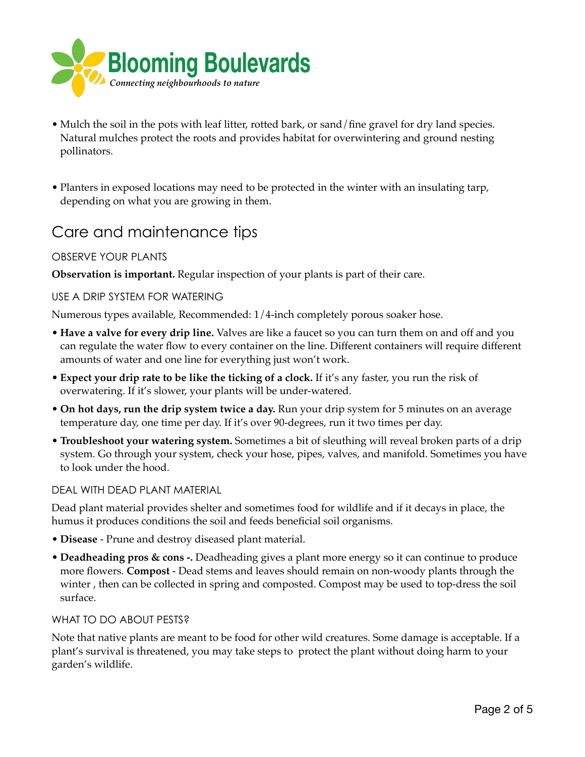- Mulch the soil in the pots with leaf litter, rotted bark, or sand/fine gravel for dry land species. Natural mulches protect the roots and provides habitat for overwintering and ground nesting pollinators.

- Planters in exposed locations may need to be protected in the winter with an insulating tarp, depending on what you are growing in them.

## Care and maintenance tips

### OBSERVE YOUR PLANTS

**Observation is important.** Regular inspection of your plants is part of their care.

### USE A DRIP SYSTEM FOR WATERING

Numerous types available, Recommended: 1/4-inch completely porous soaker hose.

- **Have a valve for every drip line.** Valves are like a faucet so you can turn them on and off and you can regulate the water flow to every container on the line. Different containers will require different amounts of water and one line for everything just won't work.
- **Expect your drip rate to be like the ticking of a clock.** If it's any faster, you run the risk of overwatering. If it's slower, your plants will be under-watered.
- **On hot days, run the drip system twice a day.** Run your drip system for 5 minutes on an average temperature day, one time per day. If it's over 90-degrees, run it two times per day.
- **Troubleshoot your watering system.** Sometimes a bit of sleuthing will reveal broken parts of a drip system. Go through your system, check your hose, pipes, valves, and manifold. Sometimes you have to look under the hood.

### DEAL WITH DEAD PLANT MATERIAL

Dead plant material provides shelter and sometimes food for wildlife and if it decays in place, the humus it produces conditions the soil and feeds beneficial soil organisms.

- **Disease** - Prune and destroy diseased plant material.
- **Deadheading pros & cons -.** Deadheading gives a plant more energy so it can continue to produce more flowers. **Compost** - Dead stems and leaves should remain on non-woody plants through the winter , then can be collected in spring and composted. Compost may be used to top-dress the soil surface.

### WHAT TO DO ABOUT PESTS?

Note that native plants are meant to be food for other wild creatures. Some damage is acceptable. If a plant's survival is threatened, you may take steps to protect the plant without doing harm to your garden's wildlife.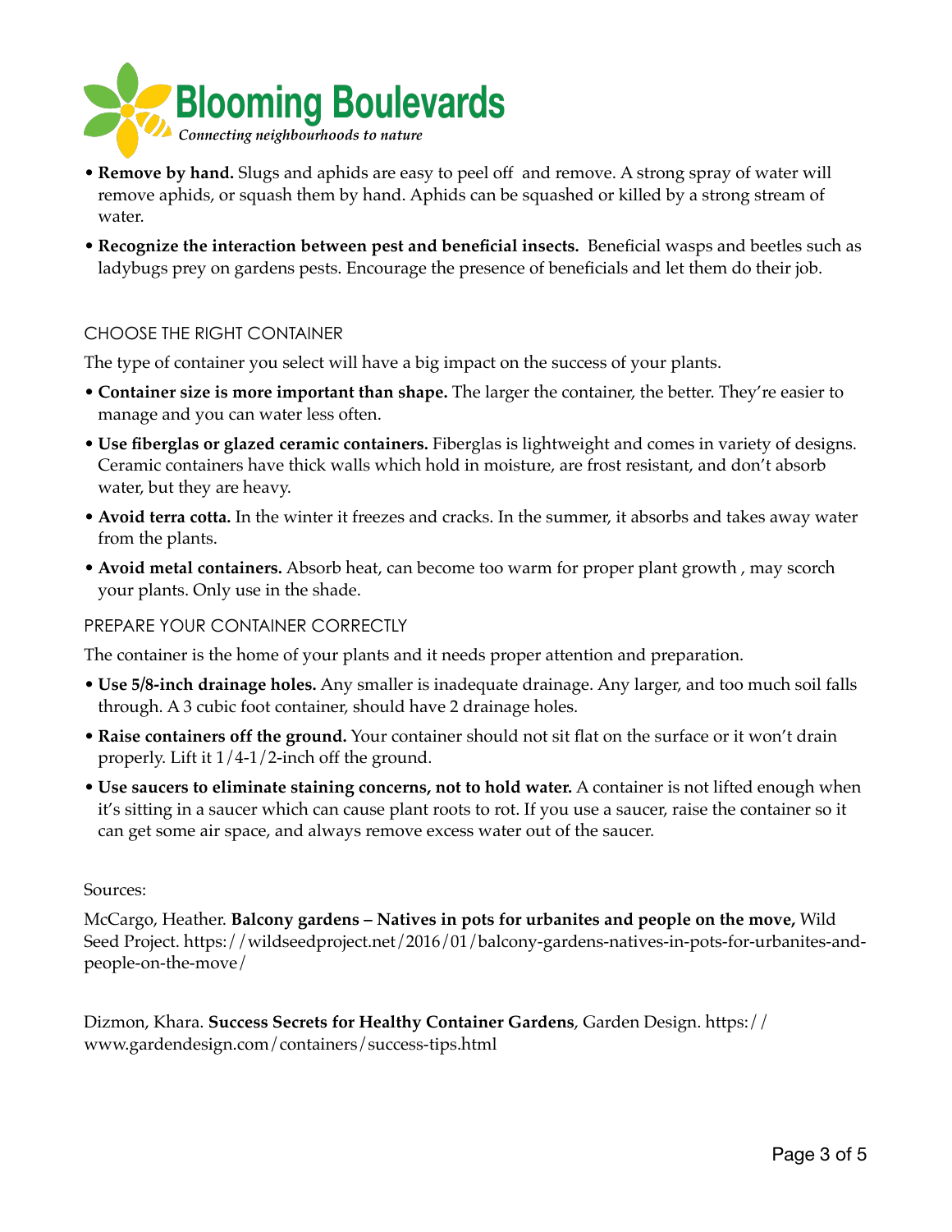- **Remove by hand.** Slugs and aphids are easy to peel off  and remove. A strong spray of water will remove aphids, or squash them by hand. Aphids can be squashed or killed by a strong stream of water.
- **Recognize the interaction between pest and beneficial insects.** Beneficial wasps and beetles such as ladybugs prey on gardens pests. Encourage the presence of beneficials and let them do their job.

## CHOOSE THE RIGHT CONTAINER

The type of container you select will have a big impact on the success of your plants.

- **Container size is more important than shape.** The larger the container, the better. They're easier to manage and you can water less often.
- **Use fiberglas or glazed ceramic containers.** Fiberglas is lightweight and comes in variety of designs. Ceramic containers have thick walls which hold in moisture, are frost resistant, and don't absorb water, but they are heavy.
- **Avoid terra cotta.** In the winter it freezes and cracks. In the summer, it absorbs and takes away water from the plants.
- **Avoid metal containers.** Absorb heat, can become too warm for proper plant growth , may scorch your plants. Only use in the shade.

## PREPARE YOUR CONTAINER CORRECTLY

The container is the home of your plants and it needs proper attention and preparation.

- **Use 5/8-inch drainage holes.** Any smaller is inadequate drainage. Any larger, and too much soil falls through. A 3 cubic foot container, should have 2 drainage holes.
- **Raise containers off the ground.** Your container should not sit flat on the surface or it won't drain properly. Lift it 1/4-1/2-inch off the ground.
- **Use saucers to eliminate staining concerns, not to hold water.** A container is not lifted enough when it's sitting in a saucer which can cause plant roots to rot. If you use a saucer, raise the container so it can get some air space, and always remove excess water out of the saucer.

Sources:

McCargo, Heather. **Balcony gardens – Natives in pots for urbanites and people on the move,** Wild Seed Project. https://wildseedproject.net/2016/01/balcony-gardens-natives-in-pots-for-urbanites-and-people-on-the-move/

Dizmon, Khara. **Success Secrets for Healthy Container Gardens**, Garden Design. https://www.gardendesign.com/containers/success-tips.html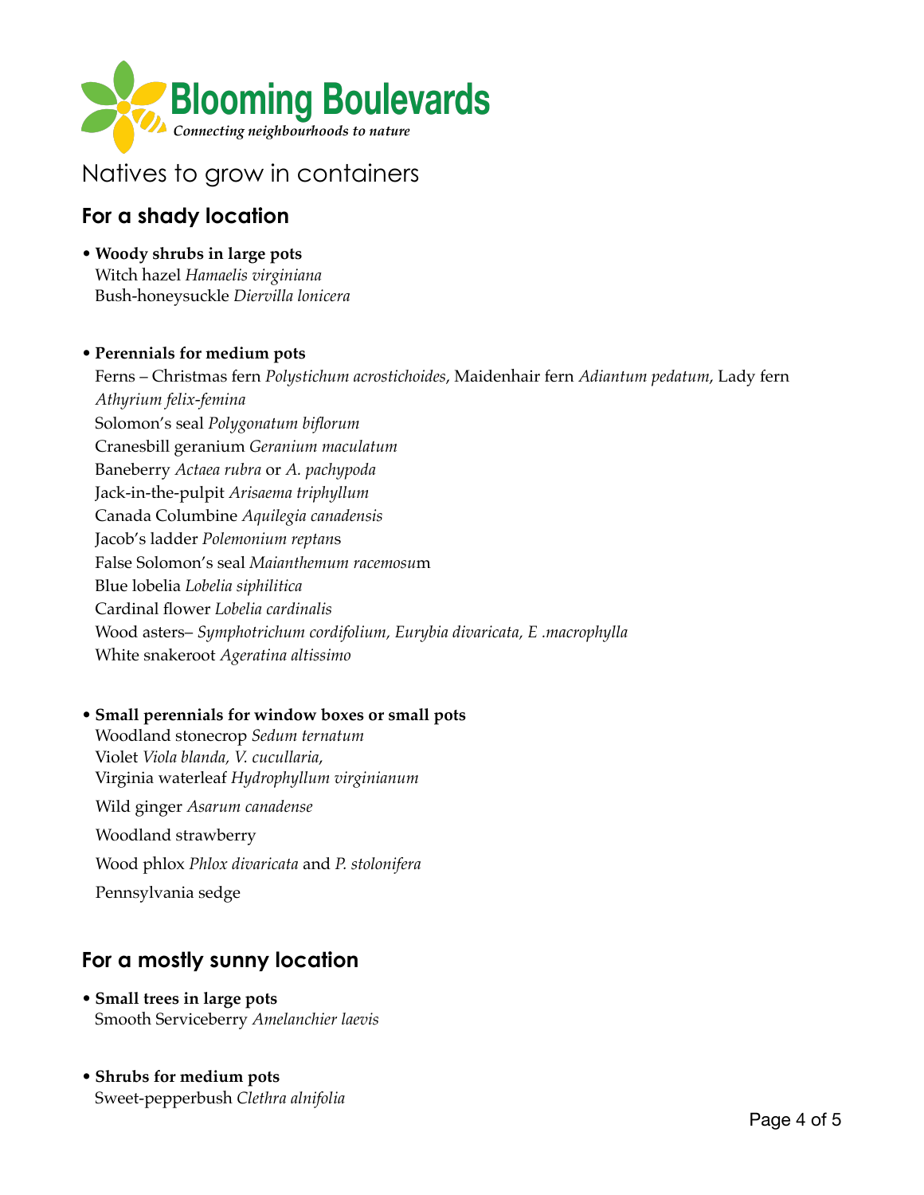**Blooming Boulevards**
*Connecting neighbourhoods to nature*

# Natives to grow in containers

## For a shady location

- **Woody shrubs in large pots**
  Witch hazel *Hamaelis virginiana*
  Bush-honeysuckle *Diervilla lonicera*

- **Perennials for medium pots**
  Ferns – Christmas fern *Polystichum acrostichoides*, Maidenhair fern *Adiantum pedatum*, Lady fern *Athyrium felix-femina*
  Solomon's seal *Polygonatum biflorum*
  Cranesbill geranium *Geranium maculatum*
  Baneberry *Actaea rubra* or *A. pachypoda*
  Jack-in-the-pulpit *Arisaema triphyllum*
  Canada Columbine *Aquilegia canadensis*
  Jacob's ladder *Polemonium reptan*s
  False Solomon's seal *Maianthemum racemosu*m
  Blue lobelia *Lobelia siphilitica*
  Cardinal flower *Lobelia cardinalis*
  Wood asters– *Symphotrichum cordifolium, Eurybia divaricata, E .macrophylla*
  White snakeroot *Ageratina altissimo*

- **Small perennials for window boxes or small pots**
  Woodland stonecrop *Sedum ternatum*
  Violet *Viola blanda, V. cucullaria*,
  Virginia waterleaf *Hydrophyllum virginianum*
  Wild ginger *Asarum canadense*
  Woodland strawberry
  Wood phlox *Phlox divaricata* and *P. stolonifera*
  Pennsylvania sedge

## For a mostly sunny location

- **Small trees in large pots**
  Smooth Serviceberry *Amelanchier laevis*

- **Shrubs for medium pots**
  Sweet-pepperbush *Clethra alnifolia*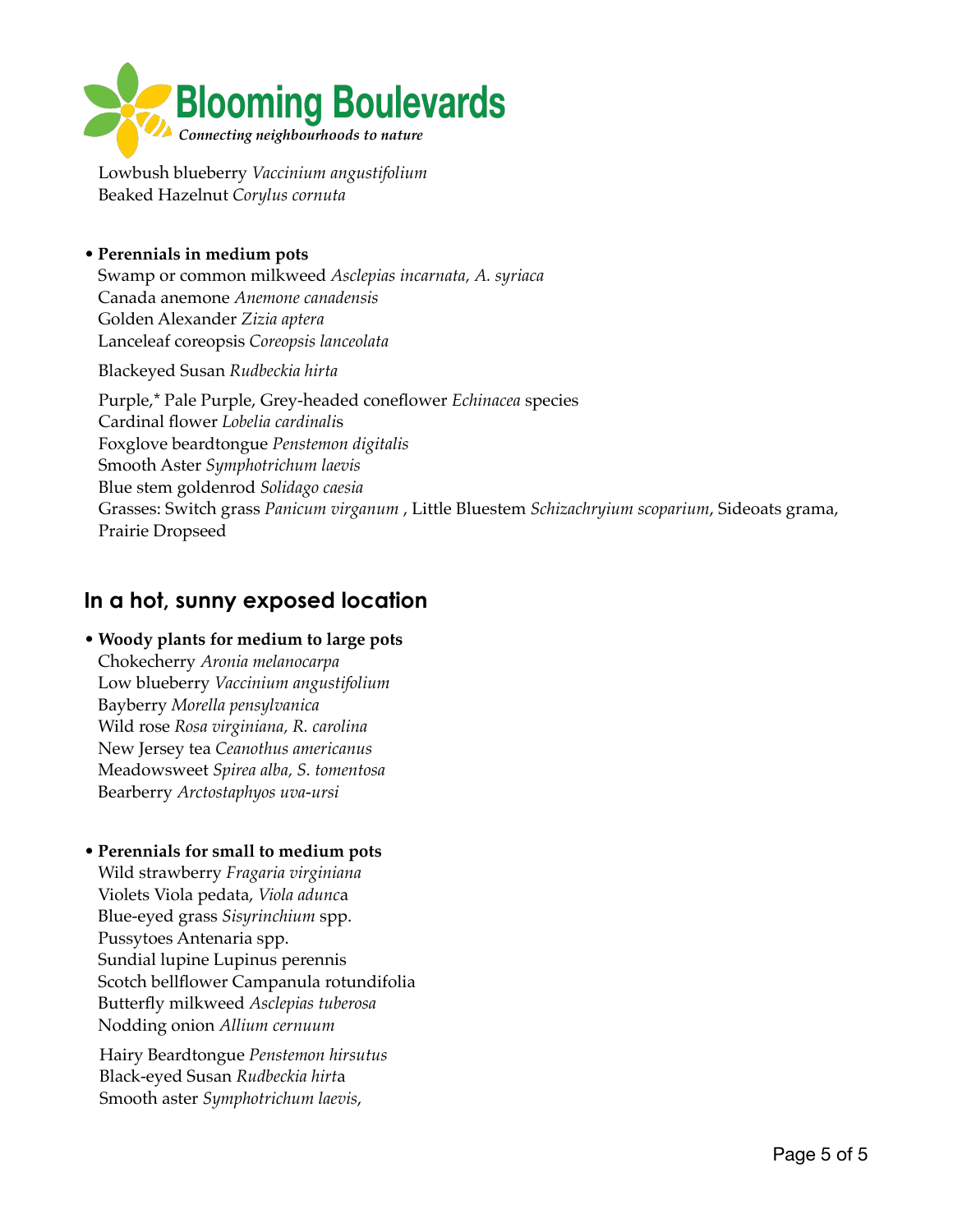Lowbush blueberry *Vaccinium angustifolium*
Beaked Hazelnut *Corylus cornuta*

- **Perennials in medium pots**
  Swamp or common milkweed *Asclepias incarnata, A. syriaca*
  Canada anemone *Anemone canadensis*
  Golden Alexander *Zizia aptera*
  Lanceleaf coreopsis *Coreopsis lanceolata*

  Blackeyed Susan *Rudbeckia hirta*

  Purple,* Pale Purple, Grey-headed coneflower *Echinacea* species
  Cardinal flower *Lobelia cardinali*s
  Foxglove beardtongue *Penstemon digitalis*
  Smooth Aster *Symphotrichum laevis*
  Blue stem goldenrod *Solidago caesia*
  Grasses: Switch grass *Panicum virganum* , Little Bluestem *Schizachryium scoparium*, Sideoats grama, Prairie Dropseed

## In a hot, sunny exposed location

- **Woody plants for medium to large pots**
  Chokecherry *Aronia melanocarpa*
  Low blueberry *Vaccinium angustifolium*
  Bayberry *Morella pensylvanica*
  Wild rose *Rosa virginiana, R. carolina*
  New Jersey tea *Ceanothus americanus*
  Meadowsweet *Spirea alba, S. tomentosa*
  Bearberry *Arctostaphyos uva-ursi*

- **Perennials for small to medium pots**
  Wild strawberry *Fragaria virginiana*
  Violets Viola pedata, *Viola adunc*a
  Blue-eyed grass *Sisyrinchium* spp.
  Pussytoes Antenaria spp.
  Sundial lupine Lupinus perennis
  Scotch bellflower Campanula rotundifolia
  Butterfly milkweed *Asclepias tuberosa*
  Nodding onion *Allium cernuum*

  Hairy Beardtongue *Penstemon hirsutus*
  Black-eyed Susan *Rudbeckia hirt*a
  Smooth aster *Symphotrichum laevis*,